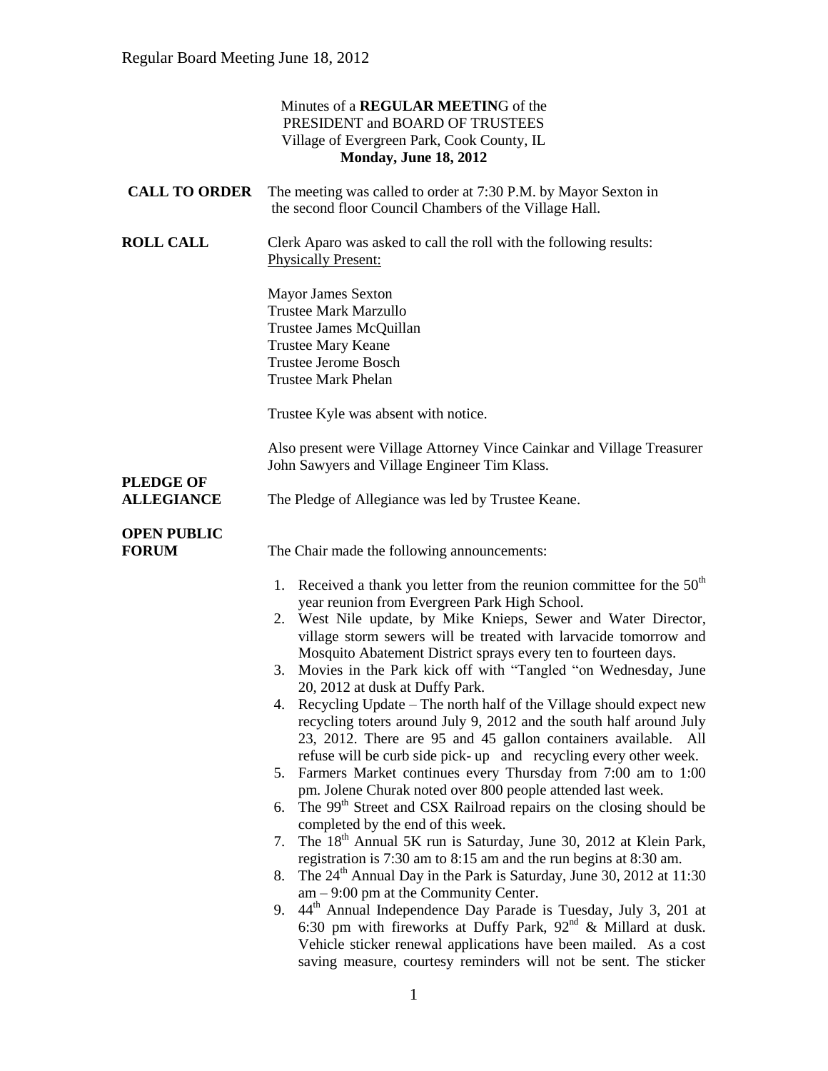Minutes of a **REGULAR MEETIN**G of the
PRESIDENT and BOARD OF TRUSTEES
Village of Evergreen Park, Cook County, IL
**Monday, June 18, 2012**

**CALL TO ORDER** The meeting was called to order at 7:30 P.M. by Mayor Sexton in the second floor Council Chambers of the Village Hall.

**ROLL CALL** Clerk Aparo was asked to call the roll with the following results:
Physically Present:

Mayor James Sexton
Trustee Mark Marzullo
Trustee James McQuillan
Trustee Mary Keane
Trustee Jerome Bosch
Trustee Mark Phelan

Trustee Kyle was absent with notice.

Also present were Village Attorney Vince Cainkar and Village Treasurer John Sawyers and Village Engineer Tim Klass.

**PLEDGE OF ALLEGIANCE** The Pledge of Allegiance was led by Trustee Keane.

**OPEN PUBLIC FORUM** The Chair made the following announcements:

1. Received a thank you letter from the reunion committee for the 50th year reunion from Evergreen Park High School.
2. West Nile update, by Mike Knieps, Sewer and Water Director, village storm sewers will be treated with larvacide tomorrow and Mosquito Abatement District sprays every ten to fourteen days.
3. Movies in the Park kick off with "Tangled "on Wednesday, June 20, 2012 at dusk at Duffy Park.
4. Recycling Update – The north half of the Village should expect new recycling toters around July 9, 2012 and the south half around July 23, 2012. There are 95 and 45 gallon containers available. All refuse will be curb side pick- up and recycling every other week.
5. Farmers Market continues every Thursday from 7:00 am to 1:00 pm. Jolene Churak noted over 800 people attended last week.
6. The 99th Street and CSX Railroad repairs on the closing should be completed by the end of this week.
7. The 18th Annual 5K run is Saturday, June 30, 2012 at Klein Park, registration is 7:30 am to 8:15 am and the run begins at 8:30 am.
8. The 24th Annual Day in the Park is Saturday, June 30, 2012 at 11:30 am – 9:00 pm at the Community Center.
9. 44th Annual Independence Day Parade is Tuesday, July 3, 201 at 6:30 pm with fireworks at Duffy Park, 92nd & Millard at dusk. Vehicle sticker renewal applications have been mailed. As a cost saving measure, courtesy reminders will not be sent. The sticker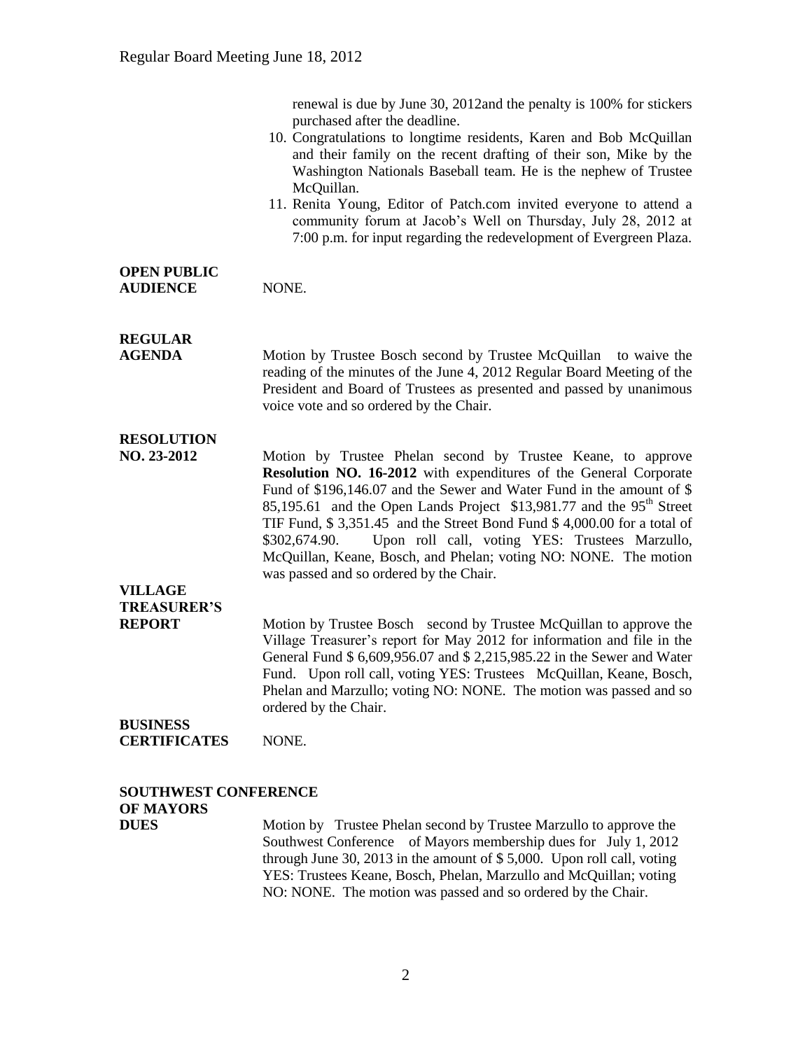renewal is due by June 30, 2012and the penalty is 100% for stickers purchased after the deadline.

10. Congratulations to longtime residents, Karen and Bob McQuillan and their family on the recent drafting of their son, Mike by the Washington Nationals Baseball team. He is the nephew of Trustee McQuillan.
11. Renita Young, Editor of Patch.com invited everyone to attend a community forum at Jacob's Well on Thursday, July 28, 2012 at 7:00 p.m. for input regarding the redevelopment of Evergreen Plaza.

**OPEN PUBLIC AUDIENCE** NONE.

**REGULAR AGENDA** Motion by Trustee Bosch second by Trustee McQuillan to waive the reading of the minutes of the June 4, 2012 Regular Board Meeting of the President and Board of Trustees as presented and passed by unanimous voice vote and so ordered by the Chair.

**RESOLUTION NO. 23-2012** Motion by Trustee Phelan second by Trustee Keane, to approve **Resolution NO. 16-2012** with expenditures of the General Corporate Fund of \$196,146.07 and the Sewer and Water Fund in the amount of \$ 85,195.61 and the Open Lands Project \$13,981.77 and the 95th Street TIF Fund, \$ 3,351.45 and the Street Bond Fund \$ 4,000.00 for a total of \$302,674.90. Upon roll call, voting YES: Trustees Marzullo, McQuillan, Keane, Bosch, and Phelan; voting NO: NONE. The motion was passed and so ordered by the Chair.

**VILLAGE TREASURER'S REPORT** Motion by Trustee Bosch second by Trustee McQuillan to approve the Village Treasurer's report for May 2012 for information and file in the General Fund \$ 6,609,956.07 and \$ 2,215,985.22 in the Sewer and Water Fund. Upon roll call, voting YES: Trustees McQuillan, Keane, Bosch, Phelan and Marzullo; voting NO: NONE. The motion was passed and so ordered by the Chair.

**BUSINESS CERTIFICATES** NONE.

**SOUTHWEST CONFERENCE OF MAYORS DUES** Motion by Trustee Phelan second by Trustee Marzullo to approve the Southwest Conference of Mayors membership dues for July 1, 2012 through June 30, 2013 in the amount of \$ 5,000. Upon roll call, voting YES: Trustees Keane, Bosch, Phelan, Marzullo and McQuillan; voting NO: NONE. The motion was passed and so ordered by the Chair.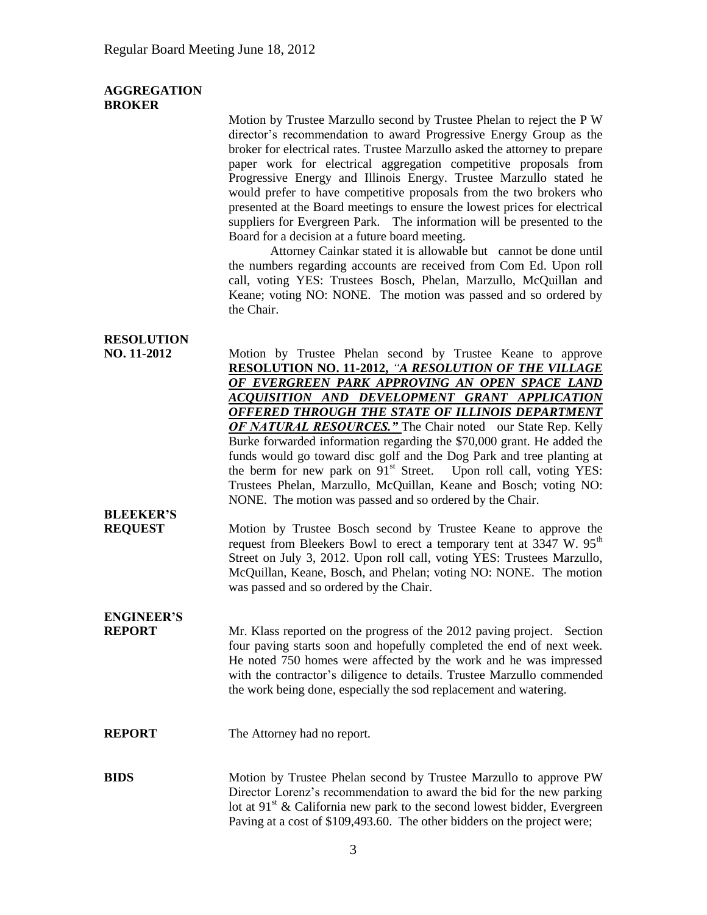**AGGREGATION BROKER**

Motion by Trustee Marzullo second by Trustee Phelan to reject the P W director's recommendation to award Progressive Energy Group as the broker for electrical rates. Trustee Marzullo asked the attorney to prepare paper work for electrical aggregation competitive proposals from Progressive Energy and Illinois Energy. Trustee Marzullo stated he would prefer to have competitive proposals from the two brokers who presented at the Board meetings to ensure the lowest prices for electrical suppliers for Evergreen Park. The information will be presented to the Board for a decision at a future board meeting.

Attorney Cainkar stated it is allowable but cannot be done until the numbers regarding accounts are received from Com Ed. Upon roll call, voting YES: Trustees Bosch, Phelan, Marzullo, McQuillan and Keane; voting NO: NONE. The motion was passed and so ordered by the Chair.

**RESOLUTION NO. 11-2012**

Motion by Trustee Phelan second by Trustee Keane to approve **RESOLUTION NO. 11-2012,** ***"A RESOLUTION OF THE VILLAGE OF EVERGREEN PARK APPROVING AN OPEN SPACE LAND ACQUISITION AND DEVELOPMENT GRANT APPLICATION OFFERED THROUGH THE STATE OF ILLINOIS DEPARTMENT OF NATURAL RESOURCES."*** The Chair noted our State Rep. Kelly Burke forwarded information regarding the $70,000 grant. He added the funds would go toward disc golf and the Dog Park and tree planting at the berm for new park on 91st Street. Upon roll call, voting YES: Trustees Phelan, Marzullo, McQuillan, Keane and Bosch; voting NO: NONE. The motion was passed and so ordered by the Chair.

**BLEEKER'S REQUEST**

Motion by Trustee Bosch second by Trustee Keane to approve the request from Bleekers Bowl to erect a temporary tent at 3347 W. 95th Street on July 3, 2012. Upon roll call, voting YES: Trustees Marzullo, McQuillan, Keane, Bosch, and Phelan; voting NO: NONE. The motion was passed and so ordered by the Chair.

**ENGINEER'S REPORT**

Mr. Klass reported on the progress of the 2012 paving project. Section four paving starts soon and hopefully completed the end of next week. He noted 750 homes were affected by the work and he was impressed with the contractor's diligence to details. Trustee Marzullo commended the work being done, especially the sod replacement and watering.

**REPORT**

The Attorney had no report.

**BIDS**

Motion by Trustee Phelan second by Trustee Marzullo to approve PW Director Lorenz's recommendation to award the bid for the new parking lot at 91st & California new park to the second lowest bidder, Evergreen Paving at a cost of $109,493.60. The other bidders on the project were;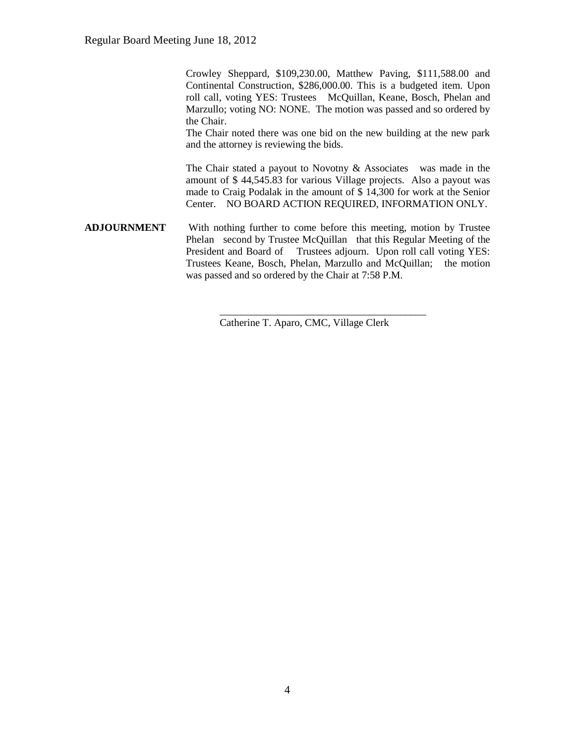Crowley Sheppard, \$109,230.00, Matthew Paving, \$111,588.00 and Continental Construction, \$286,000.00. This is a budgeted item. Upon roll call, voting YES: Trustees McQuillan, Keane, Bosch, Phelan and Marzullo; voting NO: NONE. The motion was passed and so ordered by the Chair.

The Chair noted there was one bid on the new building at the new park and the attorney is reviewing the bids.

The Chair stated a payout to Novotny & Associates was made in the amount of \$ 44,545.83 for various Village projects. Also a payout was made to Craig Podalak in the amount of \$ 14,300 for work at the Senior Center. NO BOARD ACTION REQUIRED, INFORMATION ONLY.

**ADJOURNMENT** With nothing further to come before this meeting, motion by Trustee Phelan second by Trustee McQuillan that this Regular Meeting of the President and Board of Trustees adjourn. Upon roll call voting YES: Trustees Keane, Bosch, Phelan, Marzullo and McQuillan; the motion was passed and so ordered by the Chair at 7:58 P.M.

\_\_\_\_\_\_\_\_\_\_\_\_\_\_\_\_\_\_\_\_\_\_\_\_\_\_\_\_\_\_\_\_\_\_\_\_\_\_\_\_\_

Catherine T. Aparo, CMC, Village Clerk